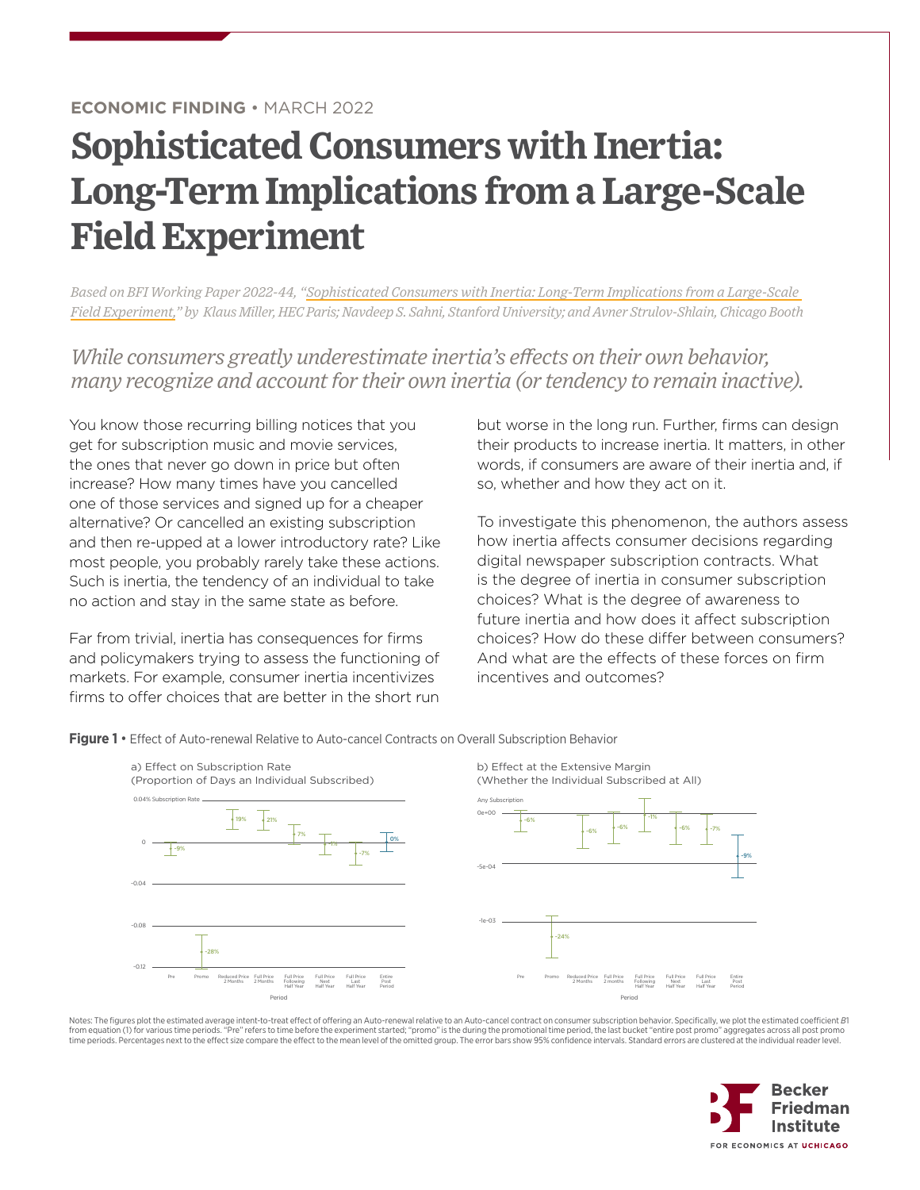**ECONOMIC FINDING** • MARCH 2022

# Sophisticated Consumers with Inertia: Long-Term Implications from a Large-Scale Field Experiment

*Based on BFI Working Paper 2022-44, "Sophisticated Consumers with Inertia: Long-Term Implications from a Large-Scale Field Experiment," by Klaus Miller, HEC Paris; Navdeep S. Sahni, Stanford University; and Avner Strulov-Shlain, Chicago Booth*

*While consumers greatly underestimate inertia's effects on their own behavior, many recognize and account for their own inertia (or tendency to remain inactive).*

You know those recurring billing notices that you get for subscription music and movie services, the ones that never go down in price but often increase? How many times have you cancelled one of those services and signed up for a cheaper alternative? Or cancelled an existing subscription and then re-upped at a lower introductory rate? Like most people, you probably rarely take these actions. Such is inertia, the tendency of an individual to take no action and stay in the same state as before.

Far from trivial, inertia has consequences for firms and policymakers trying to assess the functioning of markets. For example, consumer inertia incentivizes firms to offer choices that are better in the short run but worse in the long run. Further, firms can design their products to increase inertia. It matters, in other words, if consumers are aware of their inertia and, if so, whether and how they act on it.

To investigate this phenomenon, the authors assess how inertia affects consumer decisions regarding digital newspaper subscription contracts. What is the degree of inertia in consumer subscription choices? What is the degree of awareness to future inertia and how does it affect subscription choices? How do these differ between consumers? And what are the effects of these forces on firm incentives and outcomes?

**Figure 1** • Effect of Auto-renewal Relative to Auto-cancel Contracts on Overall Subscription Behavior

a) Effect on Subscription Rate (Proportion of Days an Individual Subscribed)

b) Effect at the Extensive Margin (Whether the Individual Subscribed at All)

Notes: The figures plot the estimated average intent-to-treat effect of offering an Auto-renewal relative to an Auto-cancel contract on consumer subscription behavior. Specifically, we plot the estimated coefficient $B1$ from equation (1) for various time periods. "Pre" refers to time before the experiment started; "promo" is the during the promotional time period, the last bucket "entire post promo" aggregates across all post promo time periods. Percentages next to the effect size compare the effect to the mean level of the omitted group. The error bars show 95% confidence intervals. Standard errors are clustered at the individual reader level.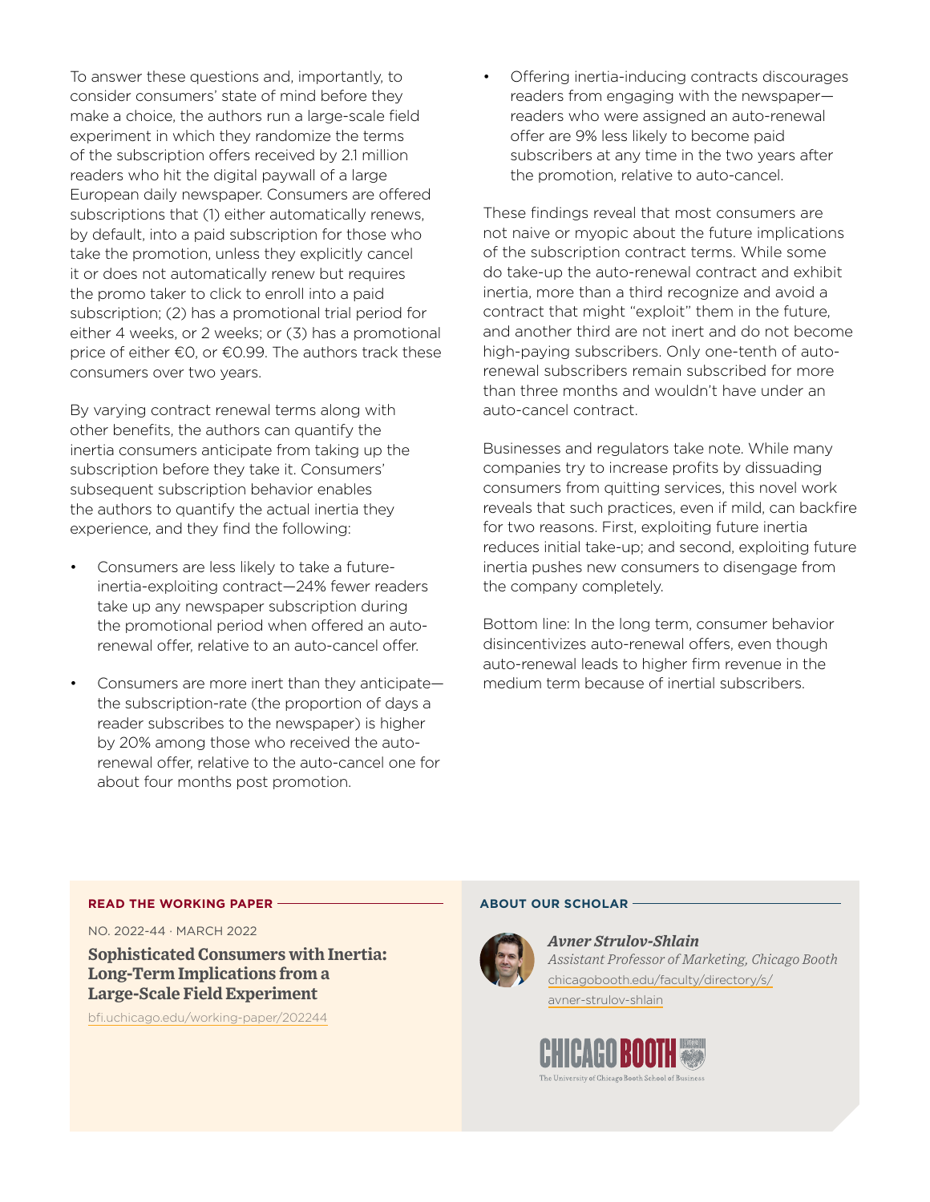To answer these questions and, importantly, to consider consumers' state of mind before they make a choice, the authors run a large-scale field experiment in which they randomize the terms of the subscription offers received by 2.1 million readers who hit the digital paywall of a large European daily newspaper. Consumers are offered subscriptions that (1) either automatically renews, by default, into a paid subscription for those who take the promotion, unless they explicitly cancel it or does not automatically renew but requires the promo taker to click to enroll into a paid subscription; (2) has a promotional trial period for either 4 weeks, or 2 weeks; or (3) has a promotional price of either €0, or €0.99. The authors track these consumers over two years.

By varying contract renewal terms along with other benefits, the authors can quantify the inertia consumers anticipate from taking up the subscription before they take it. Consumers' subsequent subscription behavior enables the authors to quantify the actual inertia they experience, and they find the following:

- Consumers are less likely to take a future-inertia-exploiting contract—24% fewer readers take up any newspaper subscription during the promotional period when offered an auto-renewal offer, relative to an auto-cancel offer.
- Consumers are more inert than they anticipate—the subscription-rate (the proportion of days a reader subscribes to the newspaper) is higher by 20% among those who received the auto-renewal offer, relative to the auto-cancel one for about four months post promotion.
- Offering inertia-inducing contracts discourages readers from engaging with the newspaper—readers who were assigned an auto-renewal offer are 9% less likely to become paid subscribers at any time in the two years after the promotion, relative to auto-cancel.

These findings reveal that most consumers are not naive or myopic about the future implications of the subscription contract terms. While some do take-up the auto-renewal contract and exhibit inertia, more than a third recognize and avoid a contract that might "exploit" them in the future, and another third are not inert and do not become high-paying subscribers. Only one-tenth of auto-renewal subscribers remain subscribed for more than three months and wouldn't have under an auto-cancel contract.

Businesses and regulators take note. While many companies try to increase profits by dissuading consumers from quitting services, this novel work reveals that such practices, even if mild, can backfire for two reasons. First, exploiting future inertia reduces initial take-up; and second, exploiting future inertia pushes new consumers to disengage from the company completely.

Bottom line: In the long term, consumer behavior disincentivizes auto-renewal offers, even though auto-renewal leads to higher firm revenue in the medium term because of inertial subscribers.

**READ THE WORKING PAPER**

NO. 2022-44 · MARCH 2022

**Sophisticated Consumers with Inertia: Long-Term Implications from a Large-Scale Field Experiment**

bfi.uchicago.edu/working-paper/202244

**ABOUT OUR SCHOLAR**

***Avner Strulov-Shlain***
*Assistant Professor of Marketing, Chicago Booth*
chicagobooth.edu/faculty/directory/s/avner-strulov-shlain

CHICAGO BOOTH
The University of Chicago Booth School of Business